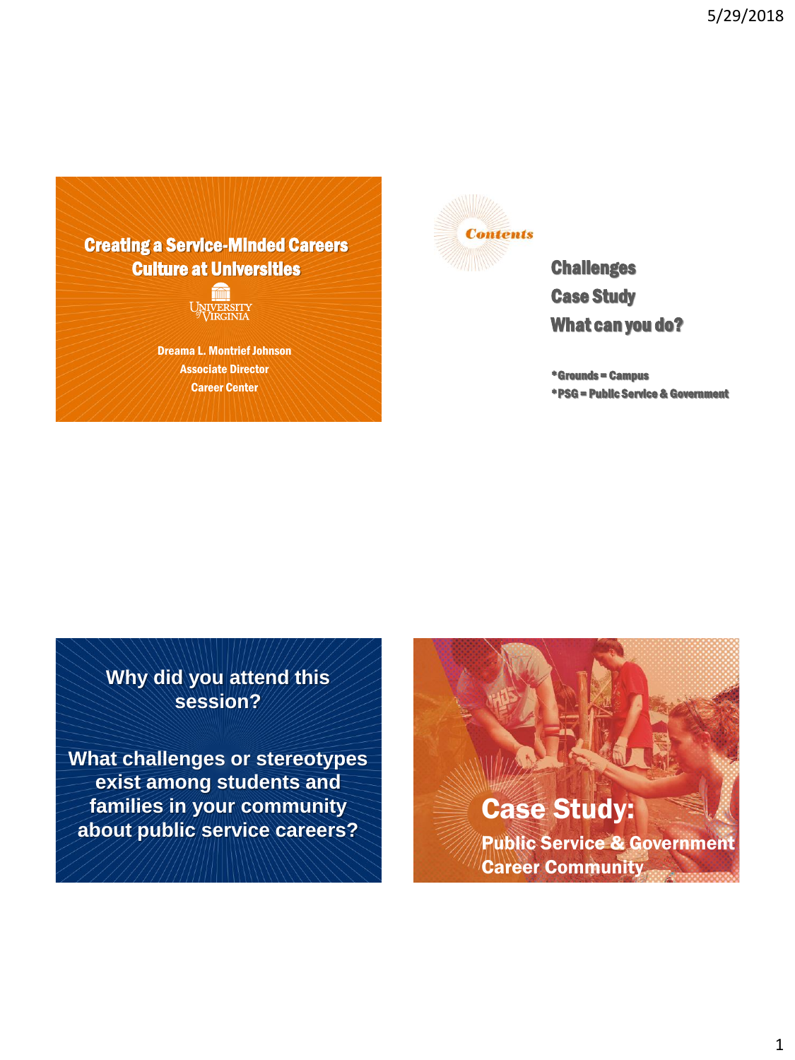# Creating a Service-Minded Careers Culture at Universities

University of Virginia

Dreama L. Montrief Johnson
Associate Director
Career Center

## Contents

Challenges
Case Study
What can you do?

*Grounds = Campus
*PSG = Public Service & Government

Why did you attend this session?

What challenges or stereotypes exist among students and families in your community about public service careers?

## Case Study:

**Public Service & Government Career Community**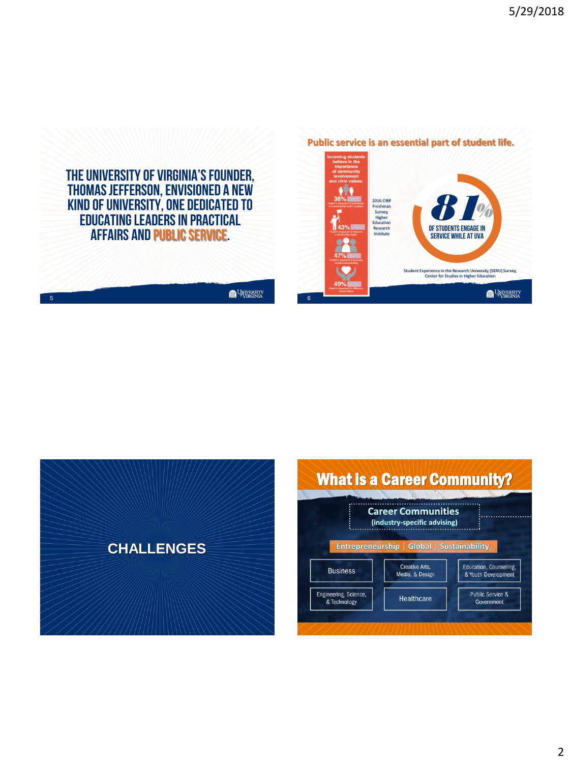THE UNIVERSITY OF VIRGINIA'S FOUNDER, THOMAS JEFFERSON, ENVISIONED A NEW KIND OF UNIVERSITY, ONE DEDICATED TO EDUCATING LEADERS IN PRACTICAL AFFAIRS AND **PUBLIC SERVICE**.

## Public service is an essential part of student life.

Incoming students believe in the importance of community involvement and civic values.

- 36% — Feel it's important to participate in a community action program
- 43% — Feel it's important to become a community leader
- 47% — Feel it's important to promote racial understanding
- 49% — Feel it's important to influence social values

2016 CIRP Freshman Survey, Higher Education Research Institute

**81%** OF STUDENTS ENGAGE IN SERVICE WHILE AT UVA

Student Experience in the Research University (SERU) Survey, Center for Studies in Higher Education

## CHALLENGES

## What is a Career Community?

**Career Communities** (industry-specific advising)

Entrepreneurship | Global | Sustainability

| | | |
|---|---|---|
| Business | Creative Arts, Media, & Design | Education, Counseling, & Youth Development |
| Engineering, Science, & Technology | Healthcare | Public Service & Government |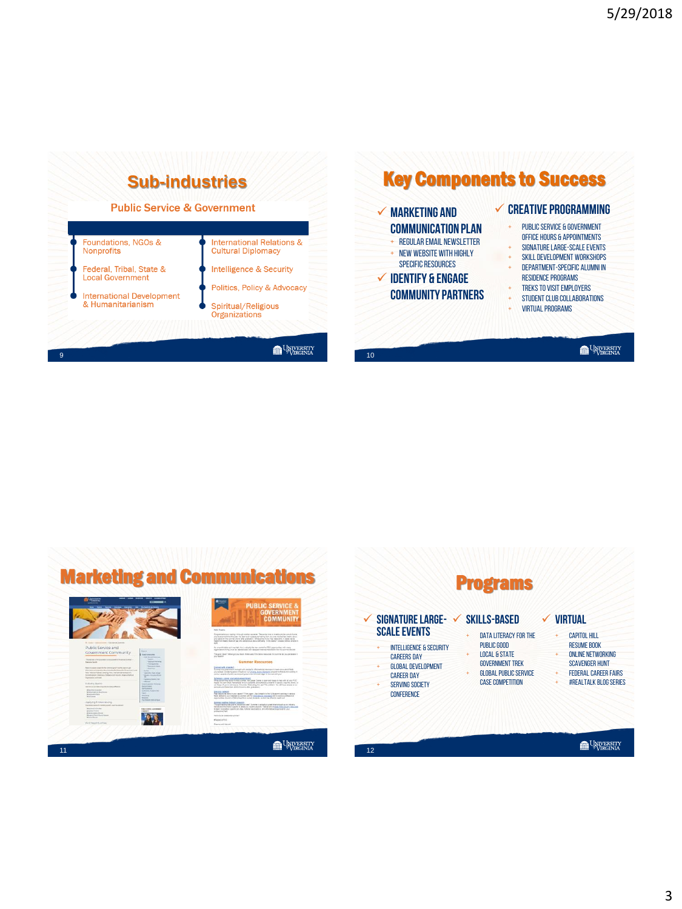## Sub-industries

### Public Service & Government

- Foundations, NGOs & Nonprofits
- Federal, Tribal, State & Local Government
- International Development & Humanitarianism
- International Relations & Cultural Diplomacy
- Intelligence & Security
- Politics, Policy & Advocacy
- Spiritual/Religious Organizations

## Key Components to Success

✓ **MARKETING AND COMMUNICATION PLAN**
- REGULAR EMAIL NEWSLETTER
- NEW WEBSITE WITH HIGHLY SPECIFIC RESOURCES

✓ **IDENTIFY & ENGAGE COMMUNITY PARTNERS**

✓ **CREATIVE PROGRAMMING**
- PUBLIC SERVICE & GOVERNMENT OFFICE HOURS & APPOINTMENTS
- SIGNATURE LARGE-SCALE EVENTS
- SKILL DEVELOPMENT WORKSHOPS
- DEPARTMENT-SPECIFIC ALUMNI IN RESIDENCE PROGRAMS
- TREKS TO VISIT EMPLOYERS
- STUDENT CLUB COLLABORATIONS
- VIRTUAL PROGRAMS

## Marketing and Communications

## Programs

✓ **SIGNATURE LARGE-SCALE EVENTS**
- INTELLIGENCE & SECURITY CAREERS DAY
- GLOBAL DEVELOPMENT CAREER DAY
- SERVING SOCIETY CONFERENCE

✓ **SKILLS-BASED**
- DATA LITERACY FOR THE PUBLIC GOOD
- LOCAL & STATE GOVERNMENT TREK
- GLOBAL PUBLIC SERVICE CASE COMPETITION

✓ **VIRTUAL**
- CAPITOL HILL RESUME BOOK
- ONLINE NETWORKING SCAVENGER HUNT
- FEDERAL CAREER FAIRS
- #REALTALK BLOG SERIES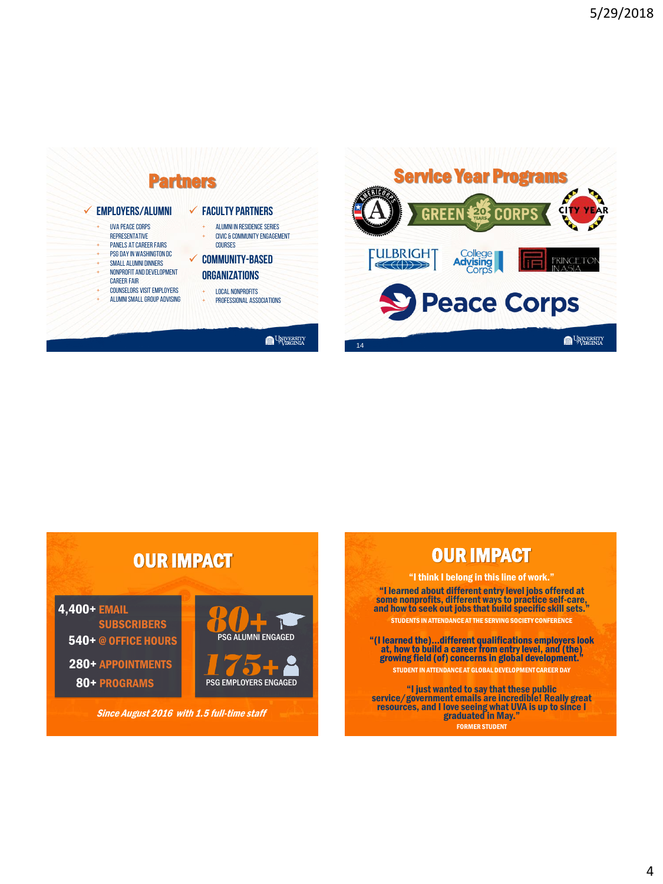## Partners

✓ **EMPLOYERS/ALUMNI**

- UVA Peace Corps Representative
- Panels at Career Fairs
- PSG Day in Washington DC
- Small Alumni Dinners
- Nonprofit and Development Career Fair
- Counselors Visit Employers
- Alumni Small Group Advising

✓ **FACULTY PARTNERS**

- Alumni in Residence Series
- Civic & Community Engagement Courses

✓ **COMMUNITY-BASED ORGANIZATIONS**

- Local Nonprofits
- Professional Associations

## Service Year Programs

AmeriCorps, Green Corps, City Year, Fulbright, College Advising Corps, Princeton in Asia, Peace Corps

## OUR IMPACT

- 4,400+ EMAIL SUBSCRIBERS
- 540+ @ OFFICE HOURS
- 280+ APPOINTMENTS
- 80+ PROGRAMS

- 80+ PSG ALUMNI ENGAGED
- 175+ PSG EMPLOYERS ENGAGED

*Since August 2016 with 1.5 full-time staff*

## OUR IMPACT

"I think I belong in this line of work."

"I learned about different entry level jobs offered at some nonprofits, different ways to practice self-care, and how to seek out jobs that build specific skill sets."

STUDENTS IN ATTENDANCE AT THE SERVING SOCIETY CONFERENCE

"(I learned the)...different qualifications employers look at, how to build a career from entry level, and (the) growing field (of) concerns in global development."

STUDENT IN ATTENDANCE AT GLOBAL DEVELOPMENT CAREER DAY

"I just wanted to say that these public service/government emails are incredible! Really great resources, and I love seeing what UVA is up to since I graduated in May."

FORMER STUDENT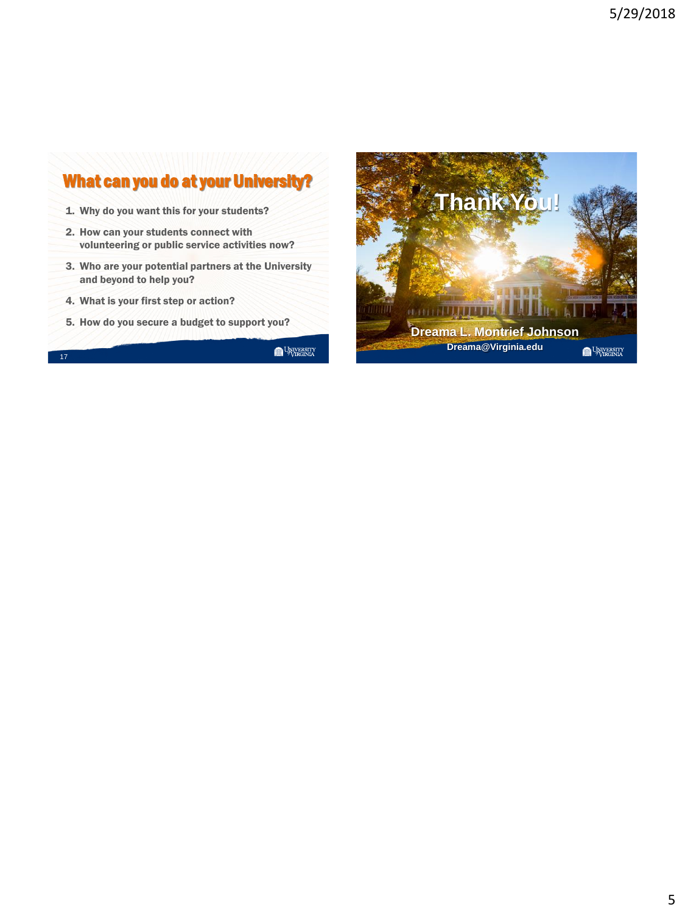## What can you do at your University?

1. Why do you want this for your students?
2. How can your students connect with volunteering or public service activities now?
3. Who are your potential partners at the University and beyond to help you?
4. What is your first step or action?
5. How do you secure a budget to support you?

## Thank You!

**Dreama L. Montrief Johnson**

**Dreama@Virginia.edu**